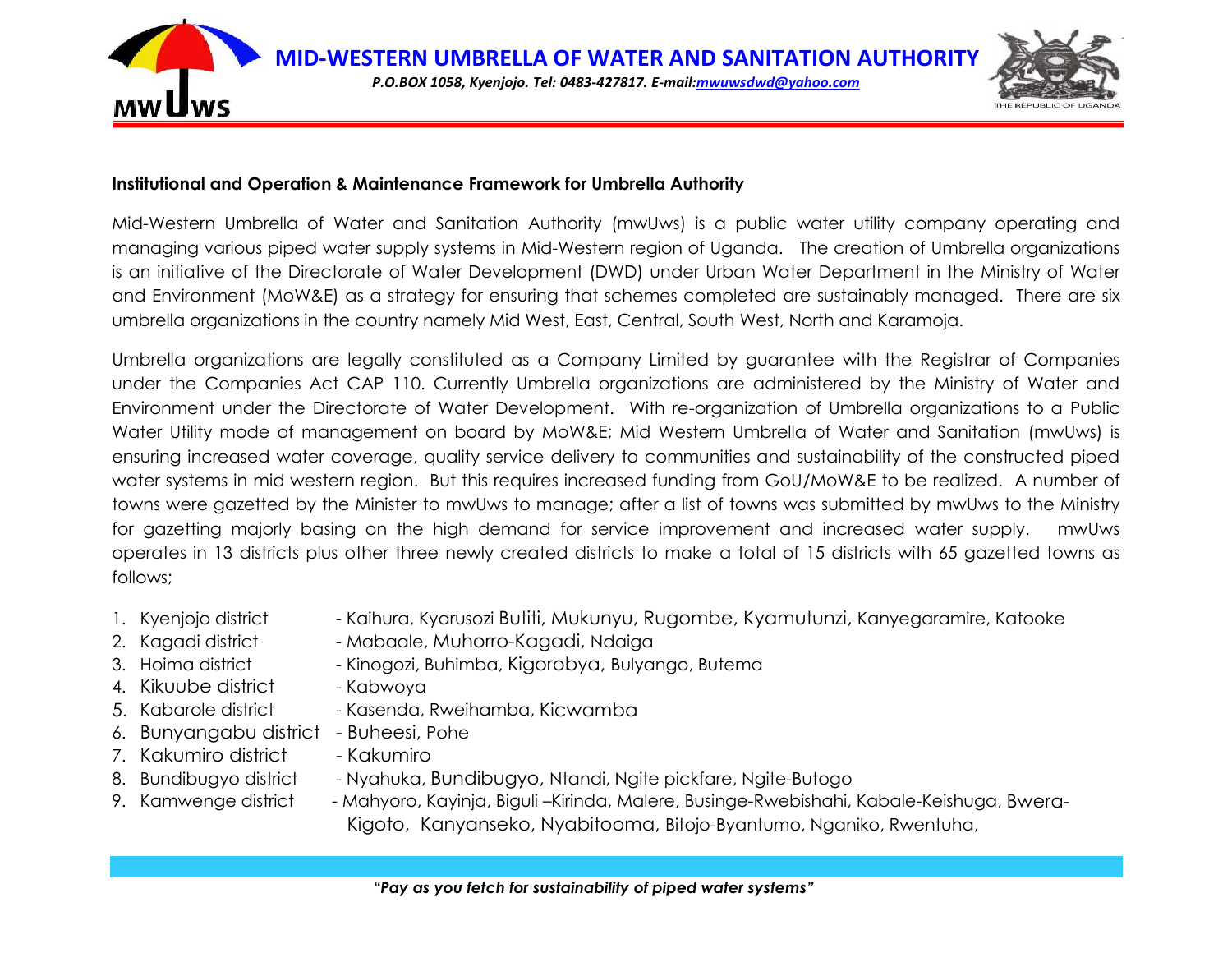# MID-WESTERN UMBRELLA OF WATER AND SANITATION AUTHORITY

*P.O.BOX 1058, Kyenjojo. Tel: 0483-427817. E-mail:mwuwsdwd@yahoo.com*

**Institutional and Operation & Maintenance Framework for Umbrella Authority**

Mid-Western Umbrella of Water and Sanitation Authority (mwUws) is a public water utility company operating and managing various piped water supply systems in Mid-Western region of Uganda. The creation of Umbrella organizations is an initiative of the Directorate of Water Development (DWD) under Urban Water Department in the Ministry of Water and Environment (MoW&E) as a strategy for ensuring that schemes completed are sustainably managed. There are six umbrella organizations in the country namely Mid West, East, Central, South West, North and Karamoja.

Umbrella organizations are legally constituted as a Company Limited by guarantee with the Registrar of Companies under the Companies Act CAP 110. Currently Umbrella organizations are administered by the Ministry of Water and Environment under the Directorate of Water Development. With re-organization of Umbrella organizations to a Public Water Utility mode of management on board by MoW&E; Mid Western Umbrella of Water and Sanitation (mwUws) is ensuring increased water coverage, quality service delivery to communities and sustainability of the constructed piped water systems in mid western region. But this requires increased funding from GoU/MoW&E to be realized. A number of towns were gazetted by the Minister to mwUws to manage; after a list of towns was submitted by mwUws to the Ministry for gazetting majorly basing on the high demand for service improvement and increased water supply. mwUws operates in 13 districts plus other three newly created districts to make a total of 15 districts with 65 gazetted towns as follows;

1. Kyenjojo district - Kaihura, Kyarusozi Butiti, Mukunyu, Rugombe, Kyamutunzi, Kanyegaramire, Katooke
2. Kagadi district - Mabaale, Muhorro-Kagadi, Ndaiga
3. Hoima district - Kinogozi, Buhimba, Kigorobya, Bulyango, Butema
4. Kikuube district - Kabwoya
5. Kabarole district - Kasenda, Rweihamba, Kicwamba
6. Bunyangabu district - Buheesi, Pohe
7. Kakumiro district - Kakumiro
8. Bundibugyo district - Nyahuka, Bundibugyo, Ntandi, Ngite pickfare, Ngite-Butogo
9. Kamwenge district - Mahyoro, Kayinja, Biguli –Kirinda, Malere, Businge-Rwebishahi, Kabale-Keishuga, Bwera-Kigoto, Kanyanseko, Nyabitooma, Bitojo-Byantumo, Nganiko, Rwentuha,

*"Pay as you fetch for sustainability of piped water systems"*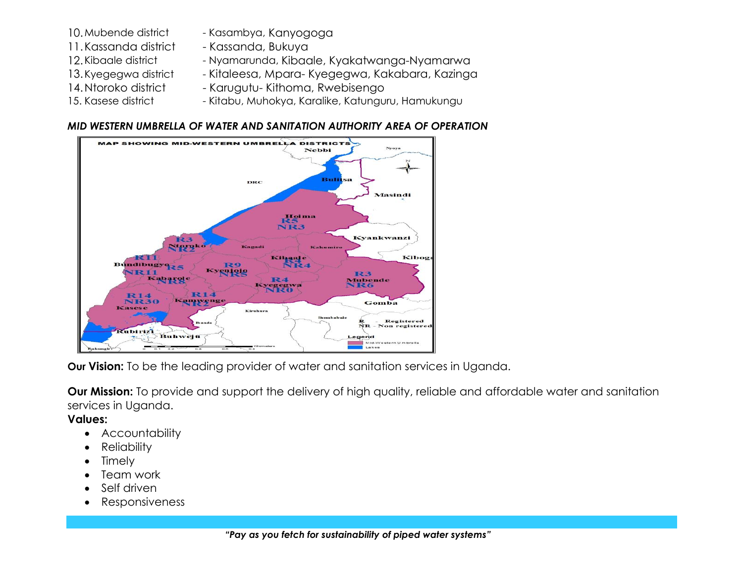10. Mubende district - Kasambya, Kanyogoga
11. Kassanda district - Kassanda, Bukuya
12. Kibaale district - Nyamarunda, Kibaale, Kyakatwanga-Nyamarwa
13. Kyegegwa district - Kitaleesa, Mpara- Kyegegwa, Kakabara, Kazinga
14. Ntoroko district - Karugutu- Kithoma, Rwebisengo
15. Kasese district - Kitabu, Muhokya, Karalike, Katunguru, Hamukungu

***MID WESTERN UMBRELLA OF WATER AND SANITATION AUTHORITY AREA OF OPERATION***

**Our Vision:** To be the leading provider of water and sanitation services in Uganda.

**Our Mission:** To provide and support the delivery of high quality, reliable and affordable water and sanitation services in Uganda.

**Values:**

- Accountability
- Reliability
- Timely
- Team work
- Self driven
- Responsiveness

***"Pay as you fetch for sustainability of piped water systems"***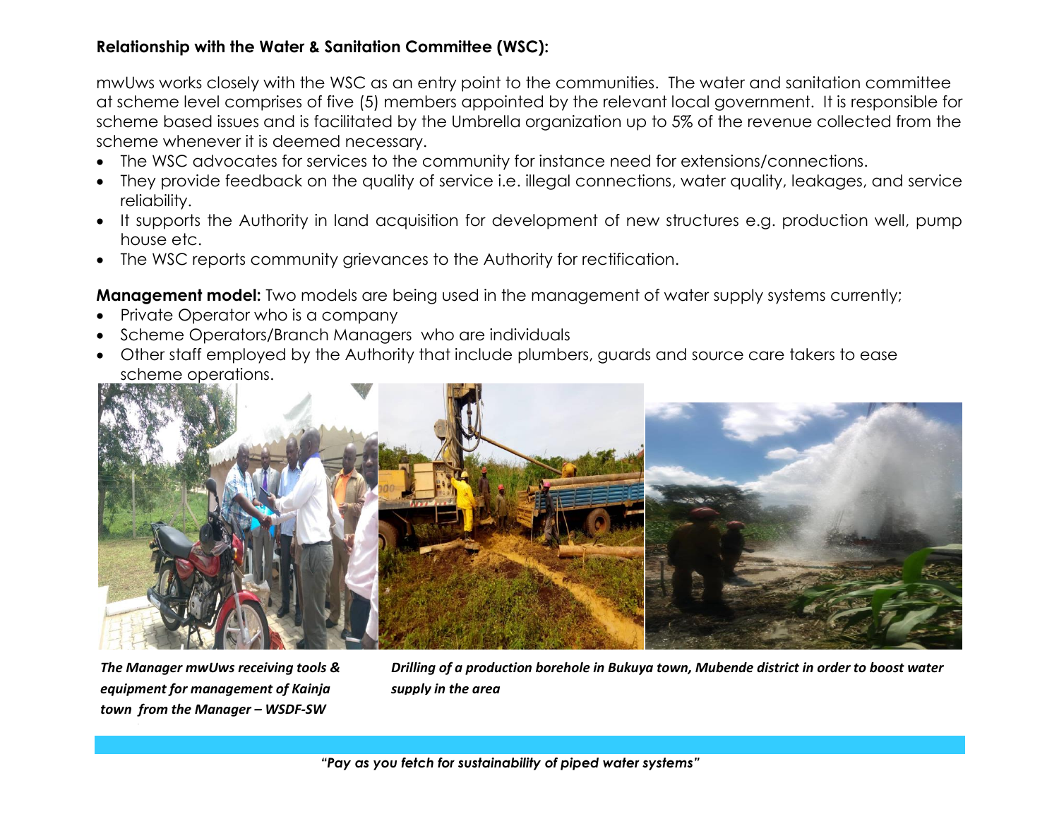**Relationship with the Water & Sanitation Committee (WSC):**

mwUws works closely with the WSC as an entry point to the communities. The water and sanitation committee at scheme level comprises of five (5) members appointed by the relevant local government. It is responsible for scheme based issues and is facilitated by the Umbrella organization up to 5% of the revenue collected from the scheme whenever it is deemed necessary.

- The WSC advocates for services to the community for instance need for extensions/connections.
- They provide feedback on the quality of service i.e. illegal connections, water quality, leakages, and service reliability.
- It supports the Authority in land acquisition for development of new structures e.g. production well, pump house etc.
- The WSC reports community grievances to the Authority for rectification.

**Management model:** Two models are being used in the management of water supply systems currently;

- Private Operator who is a company
- Scheme Operators/Branch Managers who are individuals
- Other staff employed by the Authority that include plumbers, guards and source care takers to ease scheme operations.

***The Manager mwUws receiving tools & equipment for management of Kainja town from the Manager – WSDF-SW***

***Drilling of a production borehole in Bukuya town, Mubende district in order to boost water supply in the area***

***"Pay as you fetch for sustainability of piped water systems"***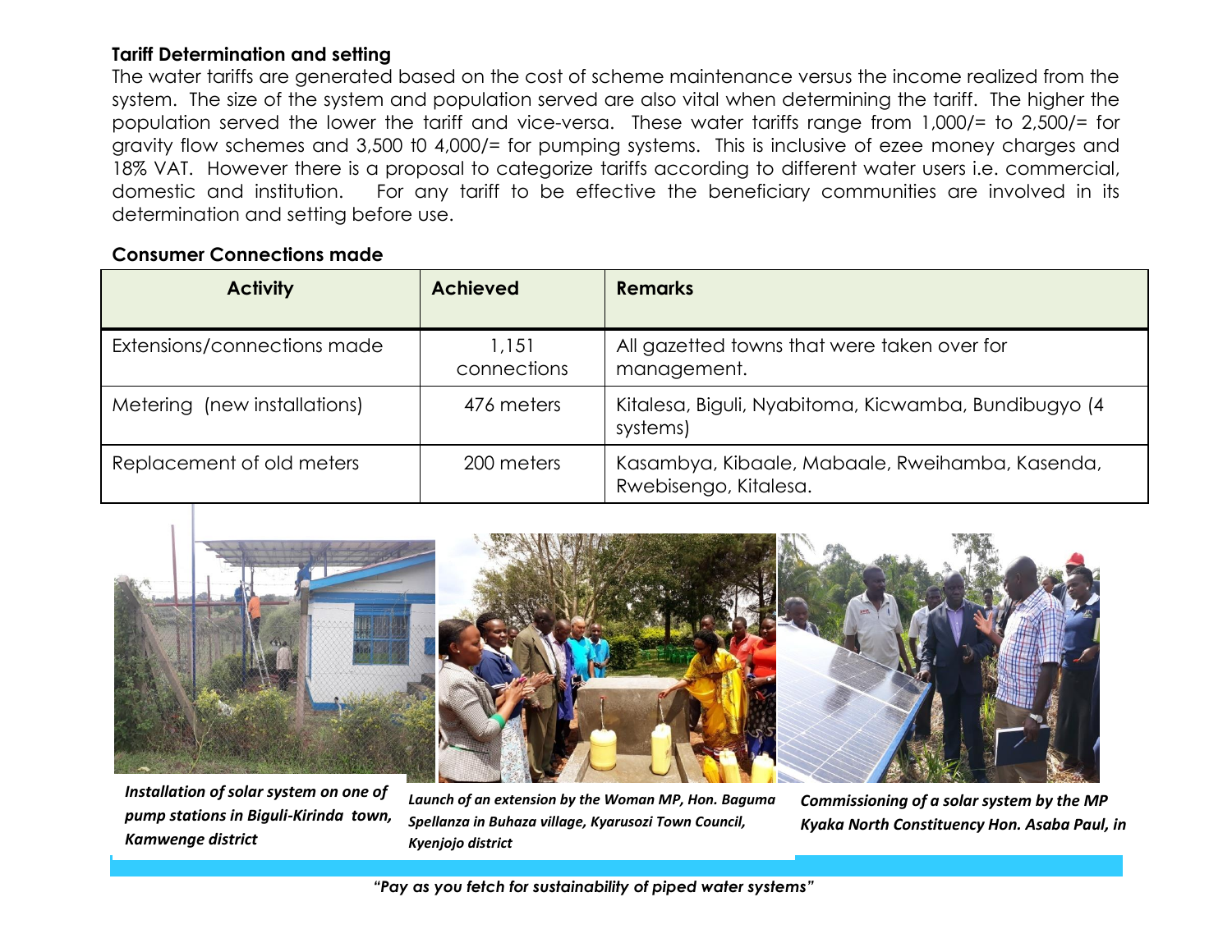**Tariff Determination and setting**

The water tariffs are generated based on the cost of scheme maintenance versus the income realized from the system. The size of the system and population served are also vital when determining the tariff. The higher the population served the lower the tariff and vice-versa. These water tariffs range from 1,000/= to 2,500/= for gravity flow schemes and 3,500 t0 4,000/= for pumping systems. This is inclusive of ezee money charges and 18% VAT. However there is a proposal to categorize tariffs according to different water users i.e. commercial, domestic and institution. For any tariff to be effective the beneficiary communities are involved in its determination and setting before use.

**Consumer Connections made**

| Activity | Achieved | Remarks |
| --- | --- | --- |
| Extensions/connections made | 1,151 connections | All gazetted towns that were taken over for management. |
| Metering (new installations) | 476 meters | Kitalesa, Biguli, Nyabitoma, Kicwamba, Bundibugyo (4 systems) |
| Replacement of old meters | 200 meters | Kasambya, Kibaale, Mabaale, Rweihamba, Kasenda, Rwebisengo, Kitalesa. |

***Installation of solar system on one of pump stations in Biguli-Kirinda town, Kamwenge district***

***Launch of an extension by the Woman MP, Hon. Baguma Spellanza in Buhaza village, Kyarusozi Town Council, Kyenjojo district***

***Commissioning of a solar system by the MP Kyaka North Constituency Hon. Asaba Paul, in***

***"Pay as you fetch for sustainability of piped water systems"***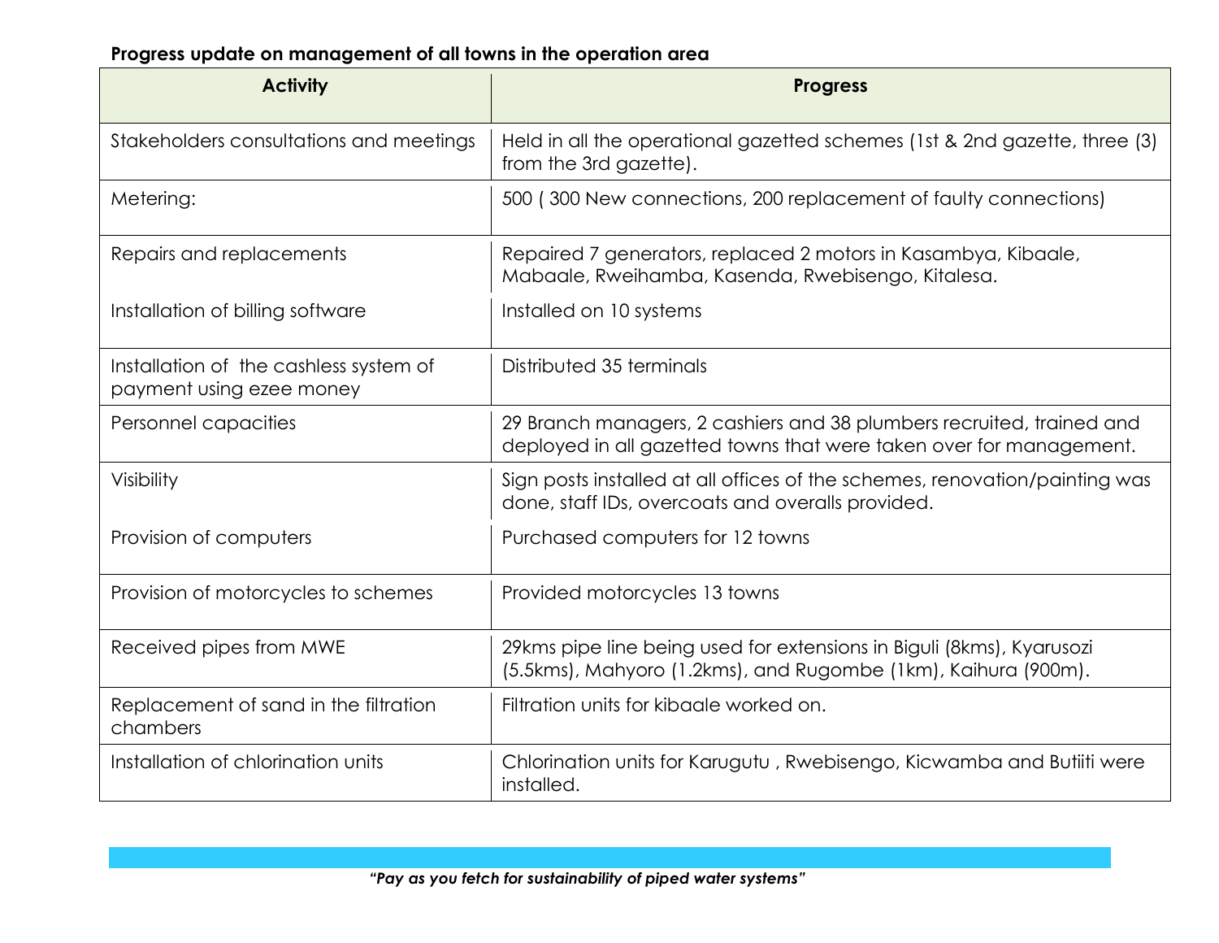**Progress update on management of all towns in the operation area**

| Activity | Progress |
|---|---|
| Stakeholders consultations and meetings | Held in all the operational gazetted schemes (1st & 2nd gazette, three (3) from the 3rd gazette). |
| Metering: | 500 ( 300 New connections, 200 replacement of faulty connections) |
| Repairs and replacements | Repaired 7 generators, replaced 2 motors in Kasambya, Kibaale, Mabaale, Rweihamba, Kasenda, Rwebisengo, Kitalesa. |
| Installation of billing software | Installed on 10 systems |
| Installation of the cashless system of payment using ezee money | Distributed 35 terminals |
| Personnel capacities | 29 Branch managers, 2 cashiers and 38 plumbers recruited, trained and deployed in all gazetted towns that were taken over for management. |
| Visibility | Sign posts installed at all offices of the schemes, renovation/painting was done, staff IDs, overcoats and overalls provided. |
| Provision of computers | Purchased computers for 12 towns |
| Provision of motorcycles to schemes | Provided motorcycles 13 towns |
| Received pipes from MWE | 29kms pipe line being used for extensions in Biguli (8kms), Kyarusozi (5.5kms), Mahyoro (1.2kms), and Rugombe (1km), Kaihura (900m). |
| Replacement of sand in the filtration chambers | Filtration units for kibaale worked on. |
| Installation of chlorination units | Chlorination units for Karugutu , Rwebisengo, Kicwamba and Butiiti were installed. |

***"Pay as you fetch for sustainability of piped water systems"***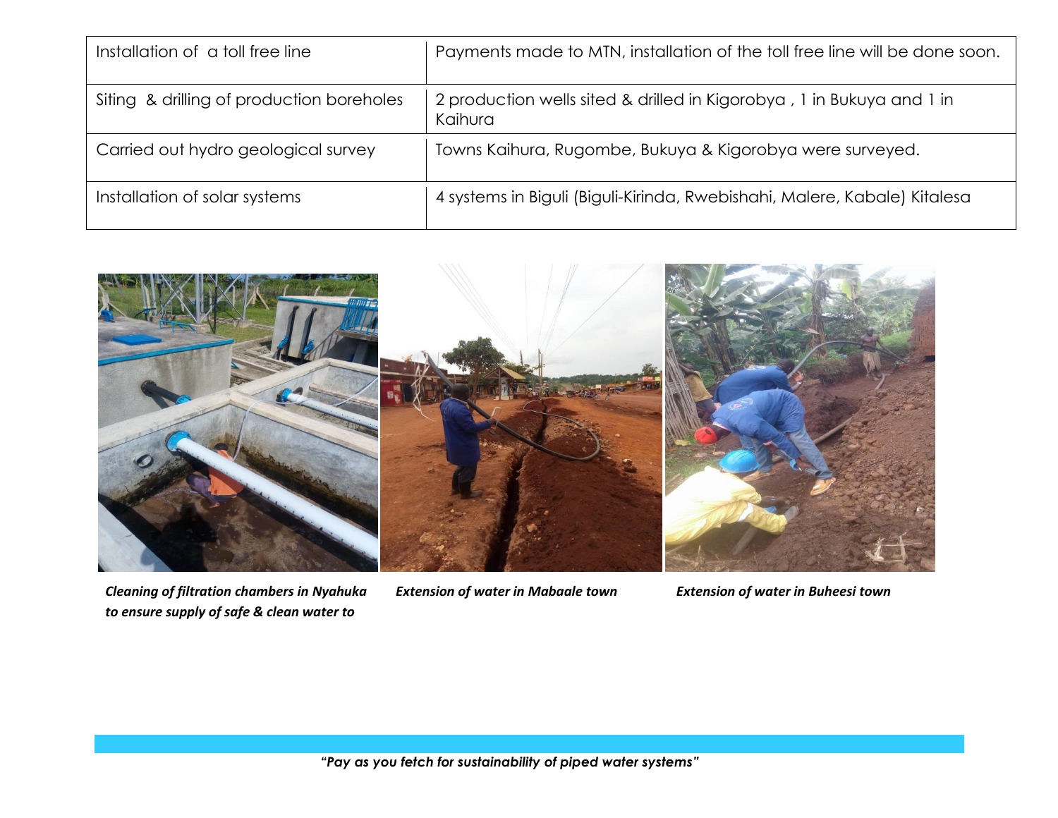| | |
|---|---|
| Installation of a toll free line | Payments made to MTN, installation of the toll free line will be done soon. |
| Siting & drilling of production boreholes | 2 production wells sited & drilled in Kigorobya , 1 in Bukuya and 1 in Kaihura |
| Carried out hydro geological survey | Towns Kaihura, Rugombe, Bukuya & Kigorobya were surveyed. |
| Installation of solar systems | 4 systems in Biguli (Biguli-Kirinda, Rwebishahi, Malere, Kabale) Kitalesa |

***Cleaning of filtration chambers in Nyahuka to ensure supply of safe & clean water to***

***Extension of water in Mabaale town***

***Extension of water in Buheesi town***

***"Pay as you fetch for sustainability of piped water systems"***